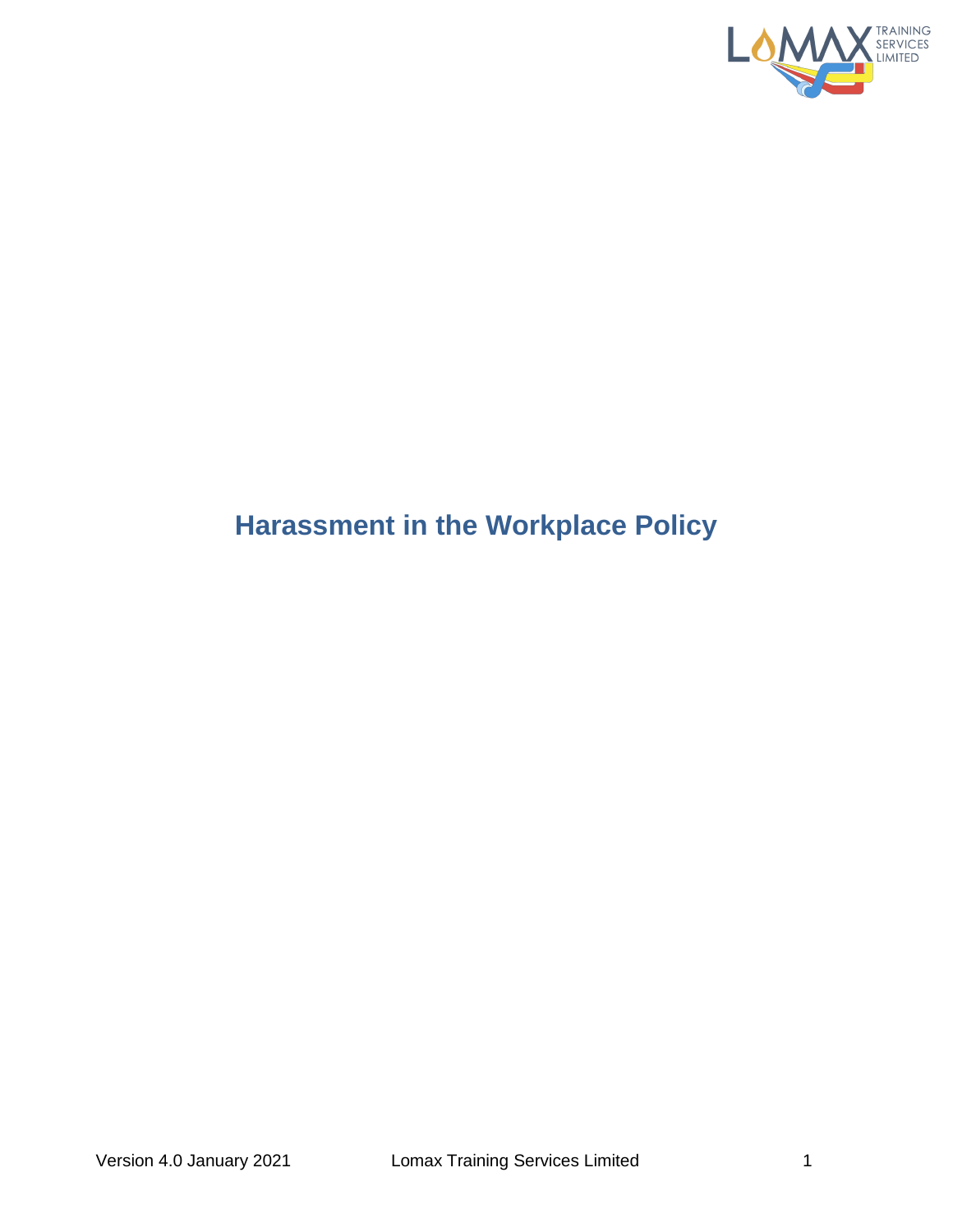# Harassment in the Workplace Policy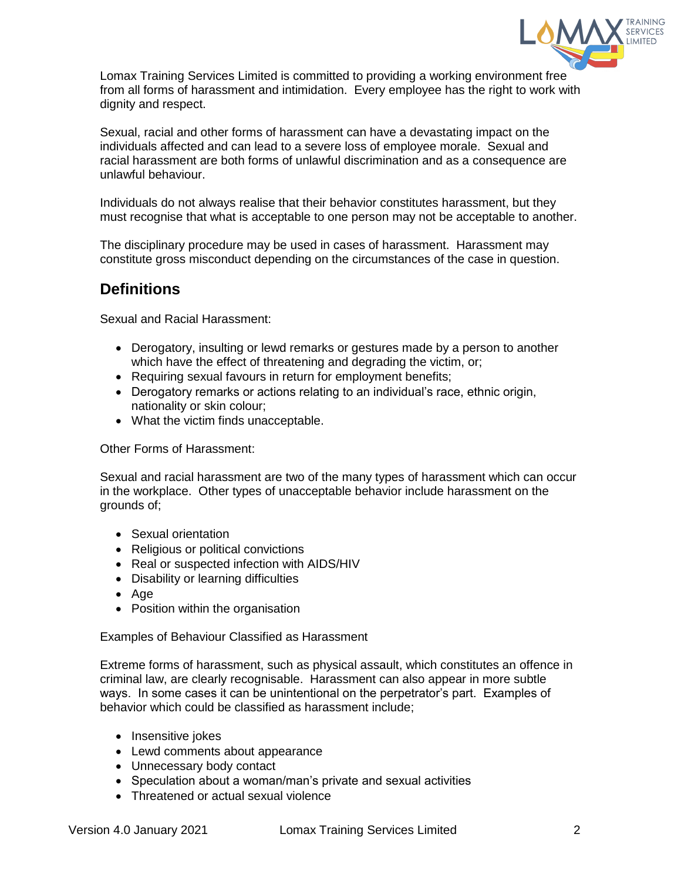Lomax Training Services Limited is committed to providing a working environment free from all forms of harassment and intimidation. Every employee has the right to work with dignity and respect.

Sexual, racial and other forms of harassment can have a devastating impact on the individuals affected and can lead to a severe loss of employee morale. Sexual and racial harassment are both forms of unlawful discrimination and as a consequence are unlawful behaviour.

Individuals do not always realise that their behavior constitutes harassment, but they must recognise that what is acceptable to one person may not be acceptable to another.

The disciplinary procedure may be used in cases of harassment. Harassment may constitute gross misconduct depending on the circumstances of the case in question.

## Definitions

Sexual and Racial Harassment:

- Derogatory, insulting or lewd remarks or gestures made by a person to another which have the effect of threatening and degrading the victim, or;
- Requiring sexual favours in return for employment benefits;
- Derogatory remarks or actions relating to an individual's race, ethnic origin, nationality or skin colour;
- What the victim finds unacceptable.

Other Forms of Harassment:

Sexual and racial harassment are two of the many types of harassment which can occur in the workplace. Other types of unacceptable behavior include harassment on the grounds of;

- Sexual orientation
- Religious or political convictions
- Real or suspected infection with AIDS/HIV
- Disability or learning difficulties
- Age
- Position within the organisation

Examples of Behaviour Classified as Harassment

Extreme forms of harassment, such as physical assault, which constitutes an offence in criminal law, are clearly recognisable. Harassment can also appear in more subtle ways. In some cases it can be unintentional on the perpetrator's part. Examples of behavior which could be classified as harassment include;

- Insensitive jokes
- Lewd comments about appearance
- Unnecessary body contact
- Speculation about a woman/man's private and sexual activities
- Threatened or actual sexual violence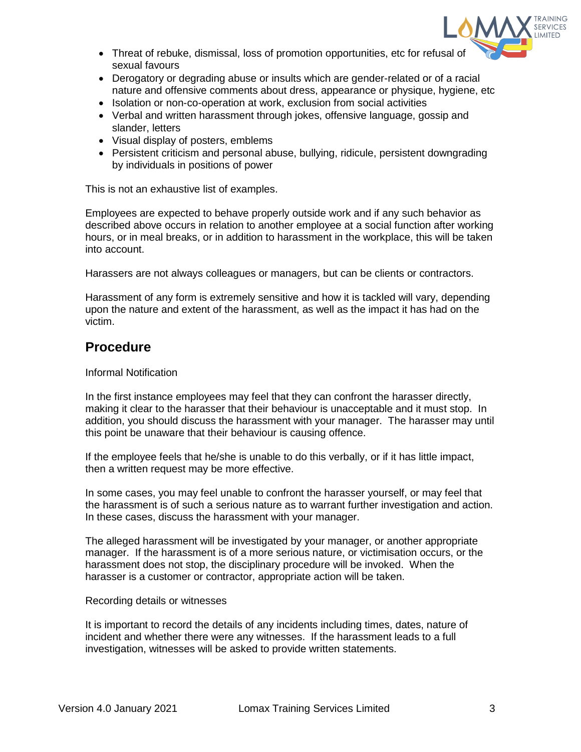- Threat of rebuke, dismissal, loss of promotion opportunities, etc for refusal of sexual favours
- Derogatory or degrading abuse or insults which are gender-related or of a racial nature and offensive comments about dress, appearance or physique, hygiene, etc
- Isolation or non-co-operation at work, exclusion from social activities
- Verbal and written harassment through jokes, offensive language, gossip and slander, letters
- Visual display of posters, emblems
- Persistent criticism and personal abuse, bullying, ridicule, persistent downgrading by individuals in positions of power

This is not an exhaustive list of examples.

Employees are expected to behave properly outside work and if any such behavior as described above occurs in relation to another employee at a social function after working hours, or in meal breaks, or in addition to harassment in the workplace, this will be taken into account.

Harassers are not always colleagues or managers, but can be clients or contractors.

Harassment of any form is extremely sensitive and how it is tackled will vary, depending upon the nature and extent of the harassment, as well as the impact it has had on the victim.

## Procedure

Informal Notification

In the first instance employees may feel that they can confront the harasser directly, making it clear to the harasser that their behaviour is unacceptable and it must stop. In addition, you should discuss the harassment with your manager. The harasser may until this point be unaware that their behaviour is causing offence.

If the employee feels that he/she is unable to do this verbally, or if it has little impact, then a written request may be more effective.

In some cases, you may feel unable to confront the harasser yourself, or may feel that the harassment is of such a serious nature as to warrant further investigation and action. In these cases, discuss the harassment with your manager.

The alleged harassment will be investigated by your manager, or another appropriate manager. If the harassment is of a more serious nature, or victimisation occurs, or the harassment does not stop, the disciplinary procedure will be invoked. When the harasser is a customer or contractor, appropriate action will be taken.

Recording details or witnesses

It is important to record the details of any incidents including times, dates, nature of incident and whether there were any witnesses. If the harassment leads to a full investigation, witnesses will be asked to provide written statements.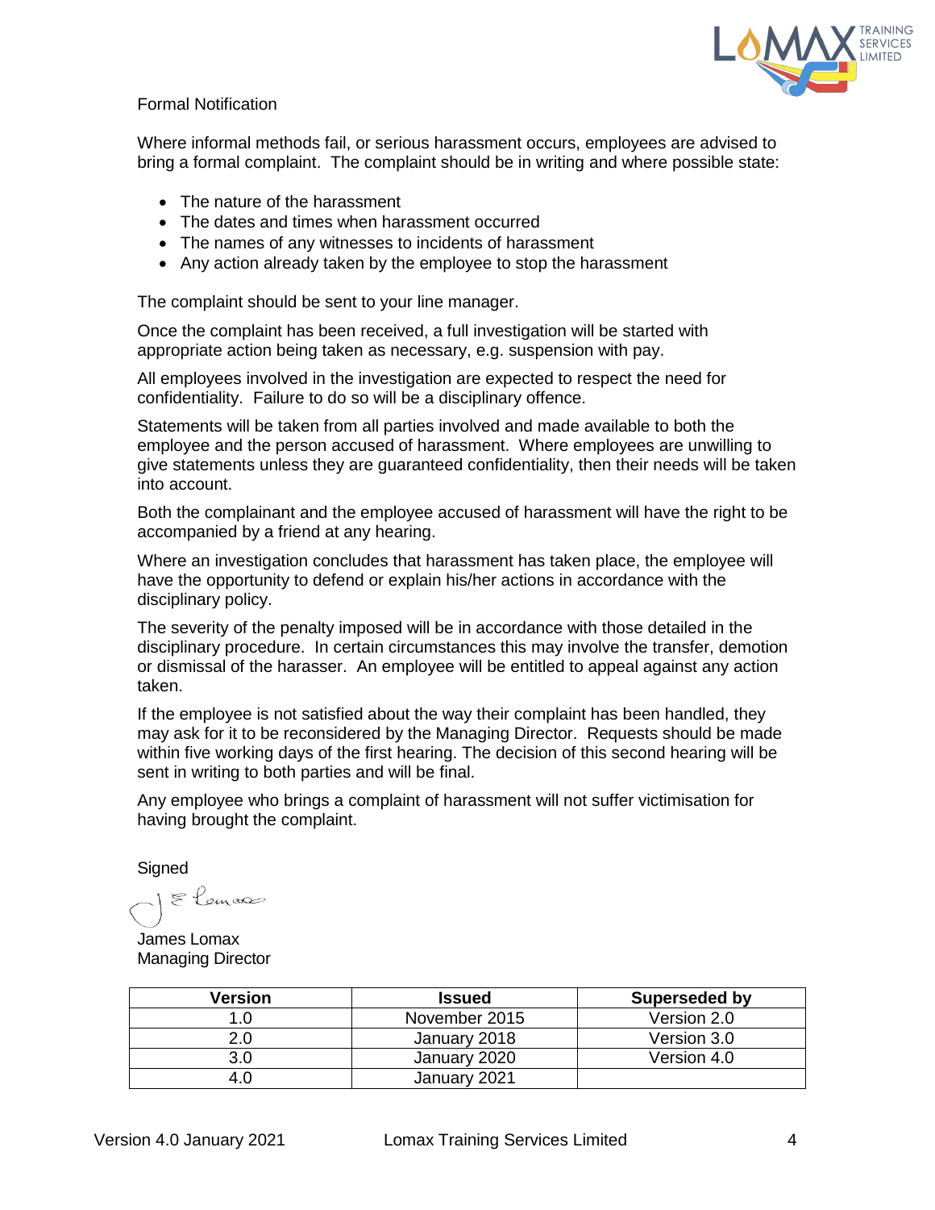Formal Notification

Where informal methods fail, or serious harassment occurs, employees are advised to bring a formal complaint. The complaint should be in writing and where possible state:

- The nature of the harassment
- The dates and times when harassment occurred
- The names of any witnesses to incidents of harassment
- Any action already taken by the employee to stop the harassment

The complaint should be sent to your line manager.

Once the complaint has been received, a full investigation will be started with appropriate action being taken as necessary, e.g. suspension with pay.

All employees involved in the investigation are expected to respect the need for confidentiality. Failure to do so will be a disciplinary offence.

Statements will be taken from all parties involved and made available to both the employee and the person accused of harassment. Where employees are unwilling to give statements unless they are guaranteed confidentiality, then their needs will be taken into account.

Both the complainant and the employee accused of harassment will have the right to be accompanied by a friend at any hearing.

Where an investigation concludes that harassment has taken place, the employee will have the opportunity to defend or explain his/her actions in accordance with the disciplinary policy.

The severity of the penalty imposed will be in accordance with those detailed in the disciplinary procedure. In certain circumstances this may involve the transfer, demotion or dismissal of the harasser. An employee will be entitled to appeal against any action taken.

If the employee is not satisfied about the way their complaint has been handled, they may ask for it to be reconsidered by the Managing Director. Requests should be made within five working days of the first hearing. The decision of this second hearing will be sent in writing to both parties and will be final.

Any employee who brings a complaint of harassment will not suffer victimisation for having brought the complaint.

Signed

James Lomax
Managing Director

| Version | Issued | Superseded by |
|---|---|---|
| 1.0 | November 2015 | Version 2.0 |
| 2.0 | January 2018 | Version 3.0 |
| 3.0 | January 2020 | Version 4.0 |
| 4.0 | January 2021 | |